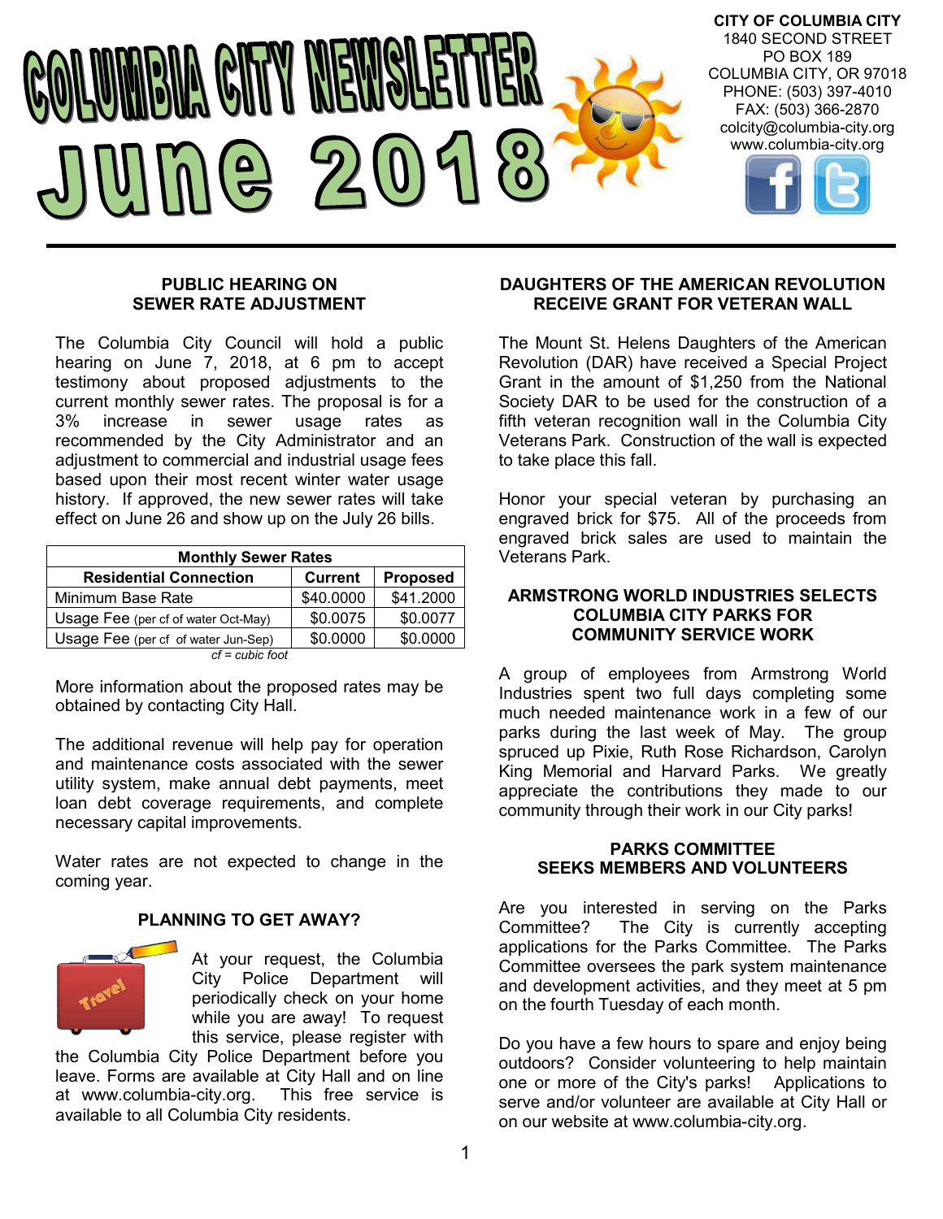# COLUMBIA CITY NEWSLETTER June 2018

**CITY OF COLUMBIA CITY**
1840 SECOND STREET
PO BOX 189
COLUMBIA CITY, OR 97018
PHONE: (503) 397-4010
FAX: (503) 366-2870
colcity@columbia-city.org
www.columbia-city.org

## PUBLIC HEARING ON SEWER RATE ADJUSTMENT

The Columbia City Council will hold a public hearing on June 7, 2018, at 6 pm to accept testimony about proposed adjustments to the current monthly sewer rates. The proposal is for a 3% increase in sewer usage rates as recommended by the City Administrator and an adjustment to commercial and industrial usage fees based upon their most recent winter water usage history. If approved, the new sewer rates will take effect on June 26 and show up on the July 26 bills.

| Monthly Sewer Rates | | |
|---|---|---|
| **Residential Connection** | **Current** | **Proposed** |
| Minimum Base Rate | $40.0000 | $41.2000 |
| Usage Fee (per cf of water Oct-May) | $0.0075 | $0.0077 |
| Usage Fee (per cf of water Jun-Sep) | $0.0000 | $0.0000 |

*cf = cubic foot*

More information about the proposed rates may be obtained by contacting City Hall.

The additional revenue will help pay for operation and maintenance costs associated with the sewer utility system, make annual debt payments, meet loan debt coverage requirements, and complete necessary capital improvements.

Water rates are not expected to change in the coming year.

## PLANNING TO GET AWAY?

At your request, the Columbia City Police Department will periodically check on your home while you are away! To request this service, please register with the Columbia City Police Department before you leave. Forms are available at City Hall and on line at www.columbia-city.org. This free service is available to all Columbia City residents.

## DAUGHTERS OF THE AMERICAN REVOLUTION RECEIVE GRANT FOR VETERAN WALL

The Mount St. Helens Daughters of the American Revolution (DAR) have received a Special Project Grant in the amount of $1,250 from the National Society DAR to be used for the construction of a fifth veteran recognition wall in the Columbia City Veterans Park. Construction of the wall is expected to take place this fall.

Honor your special veteran by purchasing an engraved brick for $75. All of the proceeds from engraved brick sales are used to maintain the Veterans Park.

## ARMSTRONG WORLD INDUSTRIES SELECTS COLUMBIA CITY PARKS FOR COMMUNITY SERVICE WORK

A group of employees from Armstrong World Industries spent two full days completing some much needed maintenance work in a few of our parks during the last week of May. The group spruced up Pixie, Ruth Rose Richardson, Carolyn King Memorial and Harvard Parks. We greatly appreciate the contributions they made to our community through their work in our City parks!

## PARKS COMMITTEE SEEKS MEMBERS AND VOLUNTEERS

Are you interested in serving on the Parks Committee? The City is currently accepting applications for the Parks Committee. The Parks Committee oversees the park system maintenance and development activities, and they meet at 5 pm on the fourth Tuesday of each month.

Do you have a few hours to spare and enjoy being outdoors? Consider volunteering to help maintain one or more of the City's parks! Applications to serve and/or volunteer are available at City Hall or on our website at www.columbia-city.org.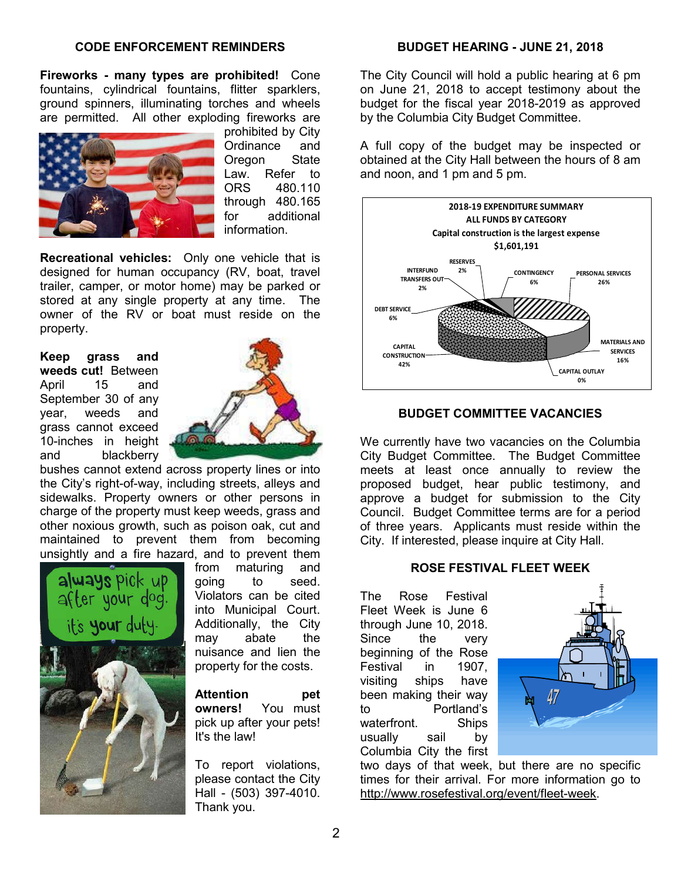## CODE ENFORCEMENT REMINDERS

**Fireworks - many types are prohibited!** Cone fountains, cylindrical fountains, flitter sparklers, ground spinners, illuminating torches and wheels are permitted. All other exploding fireworks are prohibited by City Ordinance and Oregon State Law. Refer to ORS 480.110 through 480.165 for additional information.

**Recreational vehicles:** Only one vehicle that is designed for human occupancy (RV, boat, travel trailer, camper, or motor home) may be parked or stored at any single property at any time. The owner of the RV or boat must reside on the property.

**Keep grass and weeds cut!** Between April 15 and September 30 of any year, weeds and grass cannot exceed 10-inches in height and blackberry bushes cannot extend across property lines or into the City's right-of-way, including streets, alleys and sidewalks. Property owners or other persons in charge of the property must keep weeds, grass and other noxious growth, such as poison oak, cut and maintained to prevent them from becoming unsightly and a fire hazard, and to prevent them from maturing and going to seed. Violators can be cited into Municipal Court. Additionally, the City may abate the nuisance and lien the property for the costs.

always pick up after your dog. it's your duty.

**Attention pet owners!** You must pick up after your pets! It's the law!

To report violations, please contact the City Hall - (503) 397-4010. Thank you.

## BUDGET HEARING - JUNE 21, 2018

The City Council will hold a public hearing at 6 pm on June 21, 2018 to accept testimony about the budget for the fiscal year 2018-2019 as approved by the Columbia City Budget Committee.

A full copy of the budget may be inspected or obtained at the City Hall between the hours of 8 am and noon, and 1 pm and 5 pm.

**2018-19 EXPENDITURE SUMMARY**
**ALL FUNDS BY CATEGORY**
**Capital construction is the largest expense**
**$1,601,191**

| Category | Percent |
|---|---|
| Personal Services | 26% |
| Materials and Services | 16% |
| Capital Outlay | 0% |
| Capital Construction | 42% |
| Debt Service | 6% |
| Interfund Transfers Out | 2% |
| Reserves | 2% |
| Contingency | 6% |

## BUDGET COMMITTEE VACANCIES

We currently have two vacancies on the Columbia City Budget Committee. The Budget Committee meets at least once annually to review the proposed budget, hear public testimony, and approve a budget for submission to the City Council. Budget Committee terms are for a period of three years. Applicants must reside within the City. If interested, please inquire at City Hall.

## ROSE FESTIVAL FLEET WEEK

The Rose Festival Fleet Week is June 6 through June 10, 2018. Since the very beginning of the Rose Festival in 1907, visiting ships have been making their way to Portland's waterfront. Ships usually sail by Columbia City the first two days of that week, but there are no specific times for their arrival. For more information go to http://www.rosefestival.org/event/fleet-week.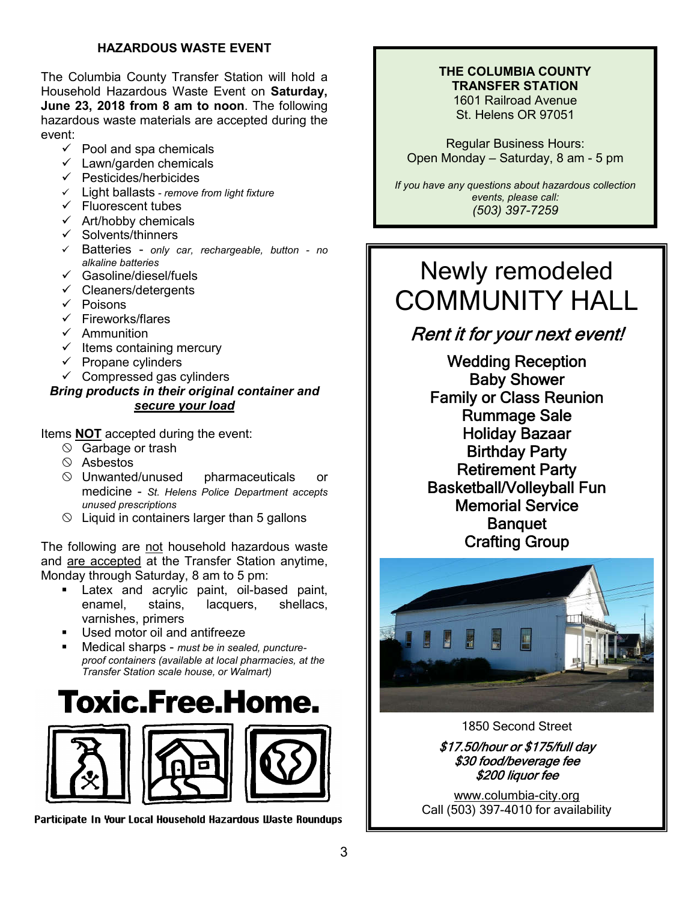## HAZARDOUS WASTE EVENT

The Columbia County Transfer Station will hold a Household Hazardous Waste Event on **Saturday, June 23, 2018 from 8 am to noon**. The following hazardous waste materials are accepted during the event:

- ✓ Pool and spa chemicals
- ✓ Lawn/garden chemicals
- ✓ Pesticides/herbicides
- ✓ Light ballasts - *remove from light fixture*
- ✓ Fluorescent tubes
- ✓ Art/hobby chemicals
- ✓ Solvents/thinners
- ✓ Batteries - *only car, rechargeable, button - no alkaline batteries*
- ✓ Gasoline/diesel/fuels
- ✓ Cleaners/detergents
- ✓ Poisons
- ✓ Fireworks/flares
- ✓ Ammunition
- ✓ Items containing mercury
- ✓ Propane cylinders
- ✓ Compressed gas cylinders

***Bring products in their original container and secure your load***

Items **NOT** accepted during the event:

- ⃠ Garbage or trash
- ⃠ Asbestos
- ⃠ Unwanted/unused pharmaceuticals or medicine - *St. Helens Police Department accepts unused prescriptions*
- ⃠ Liquid in containers larger than 5 gallons

The following are not household hazardous waste and are accepted at the Transfer Station anytime, Monday through Saturday, 8 am to 5 pm:

- Latex and acrylic paint, oil-based paint, enamel, stains, lacquers, shellacs, varnishes, primers
- Used motor oil and antifreeze
- Medical sharps - *must be in sealed, puncture-proof containers (available at local pharmacies, at the Transfer Station scale house, or Walmart)*

**Toxic.Free.Home.**

Participate In Your Local Household Hazardous Waste Roundups

**THE COLUMBIA COUNTY TRANSFER STATION**
1601 Railroad Avenue
St. Helens OR 97051

Regular Business Hours:
Open Monday – Saturday, 8 am - 5 pm

*If you have any questions about hazardous collection events, please call:*
*(503) 397-7259*

# Newly remodeled COMMUNITY HALL

*Rent it for your next event!*

**Wedding Reception**
**Baby Shower**
**Family or Class Reunion**
**Rummage Sale**
**Holiday Bazaar**
**Birthday Party**
**Retirement Party**
**Basketball/Volleyball Fun**
**Memorial Service**
**Banquet**
**Crafting Group**

1850 Second Street

***$17.50/hour or $175/full day***
***$30 food/beverage fee***
***$200 liquor fee***

www.columbia-city.org
Call (503) 397-4010 for availability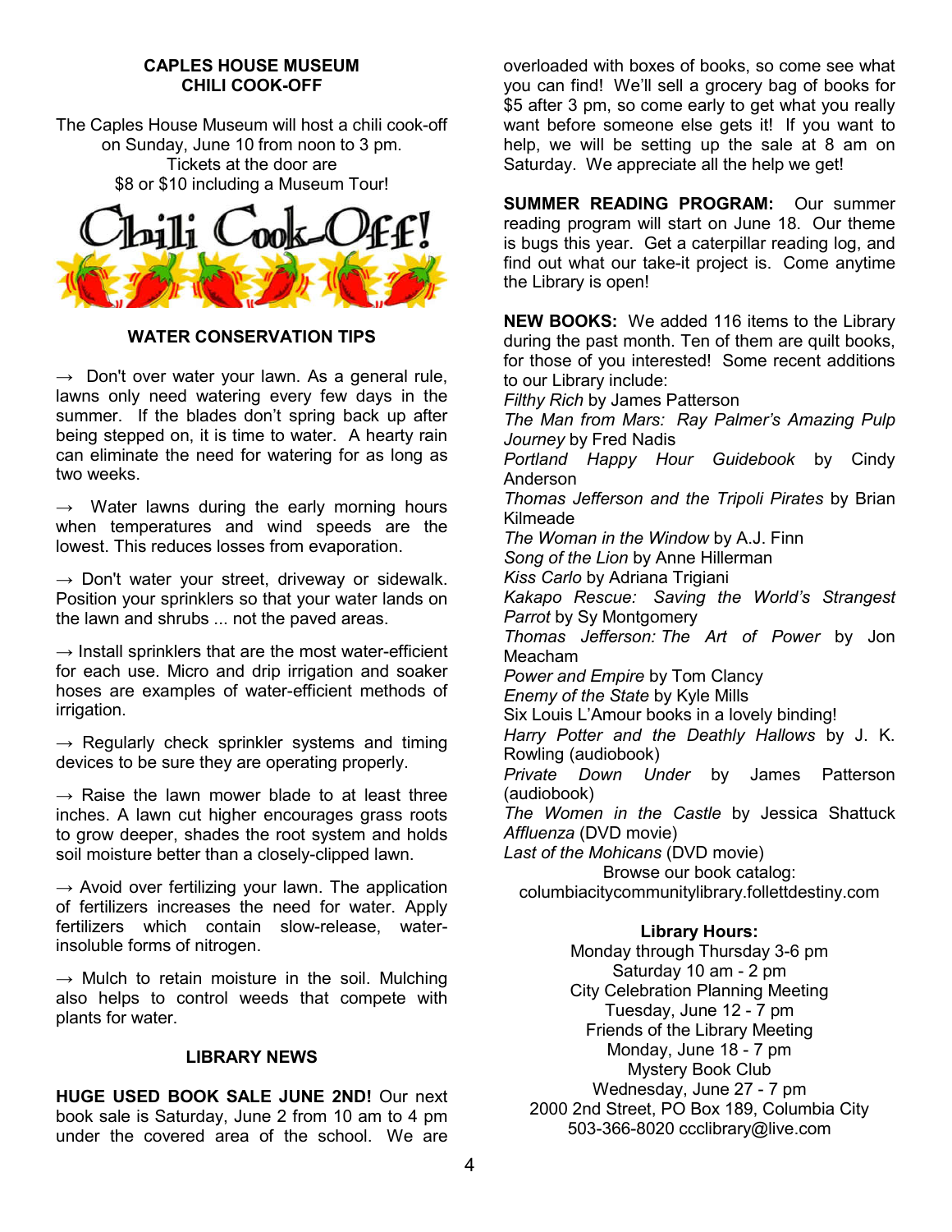## CAPLES HOUSE MUSEUM
## CHILI COOK-OFF

The Caples House Museum will host a chili cook-off on Sunday, June 10 from noon to 3 pm. Tickets at the door are $8 or $10 including a Museum Tour!

## WATER CONSERVATION TIPS

→ Don't over water your lawn. As a general rule, lawns only need watering every few days in the summer. If the blades don't spring back up after being stepped on, it is time to water. A hearty rain can eliminate the need for watering for as long as two weeks.

→ Water lawns during the early morning hours when temperatures and wind speeds are the lowest. This reduces losses from evaporation.

→ Don't water your street, driveway or sidewalk. Position your sprinklers so that your water lands on the lawn and shrubs ... not the paved areas.

→ Install sprinklers that are the most water-efficient for each use. Micro and drip irrigation and soaker hoses are examples of water-efficient methods of irrigation.

→ Regularly check sprinkler systems and timing devices to be sure they are operating properly.

→ Raise the lawn mower blade to at least three inches. A lawn cut higher encourages grass roots to grow deeper, shades the root system and holds soil moisture better than a closely-clipped lawn.

→ Avoid over fertilizing your lawn. The application of fertilizers increases the need for water. Apply fertilizers which contain slow-release, water-insoluble forms of nitrogen.

→ Mulch to retain moisture in the soil. Mulching also helps to control weeds that compete with plants for water.

## LIBRARY NEWS

**HUGE USED BOOK SALE JUNE 2ND!** Our next book sale is Saturday, June 2 from 10 am to 4 pm under the covered area of the school. We are overloaded with boxes of books, so come see what you can find! We'll sell a grocery bag of books for $5 after 3 pm, so come early to get what you really want before someone else gets it! If you want to help, we will be setting up the sale at 8 am on Saturday. We appreciate all the help we get!

**SUMMER READING PROGRAM:** Our summer reading program will start on June 18. Our theme is bugs this year. Get a caterpillar reading log, and find out what our take-it project is. Come anytime the Library is open!

**NEW BOOKS:** We added 116 items to the Library during the past month. Ten of them are quilt books, for those of you interested! Some recent additions to our Library include:

*Filthy Rich* by James Patterson
*The Man from Mars: Ray Palmer's Amazing Pulp Journey* by Fred Nadis
*Portland Happy Hour Guidebook* by Cindy Anderson
*Thomas Jefferson and the Tripoli Pirates* by Brian Kilmeade
*The Woman in the Window* by A.J. Finn
*Song of the Lion* by Anne Hillerman
*Kiss Carlo* by Adriana Trigiani
*Kakapo Rescue: Saving the World's Strangest Parrot* by Sy Montgomery
*Thomas Jefferson: The Art of Power* by Jon Meacham
*Power and Empire* by Tom Clancy
*Enemy of the State* by Kyle Mills
Six Louis L'Amour books in a lovely binding!
*Harry Potter and the Deathly Hallows* by J. K. Rowling (audiobook)
*Private Down Under* by James Patterson (audiobook)
*The Women in the Castle* by Jessica Shattuck
*Affluenza* (DVD movie)
*Last of the Mohicans* (DVD movie)

Browse our book catalog:
columbiacitycommunitylibrary.follettdestiny.com

**Library Hours:**
Monday through Thursday 3-6 pm
Saturday 10 am - 2 pm
City Celebration Planning Meeting
Tuesday, June 12 - 7 pm
Friends of the Library Meeting
Monday, June 18 - 7 pm
Mystery Book Club
Wednesday, June 27 - 7 pm
2000 2nd Street, PO Box 189, Columbia City
503-366-8020 ccclibrary@live.com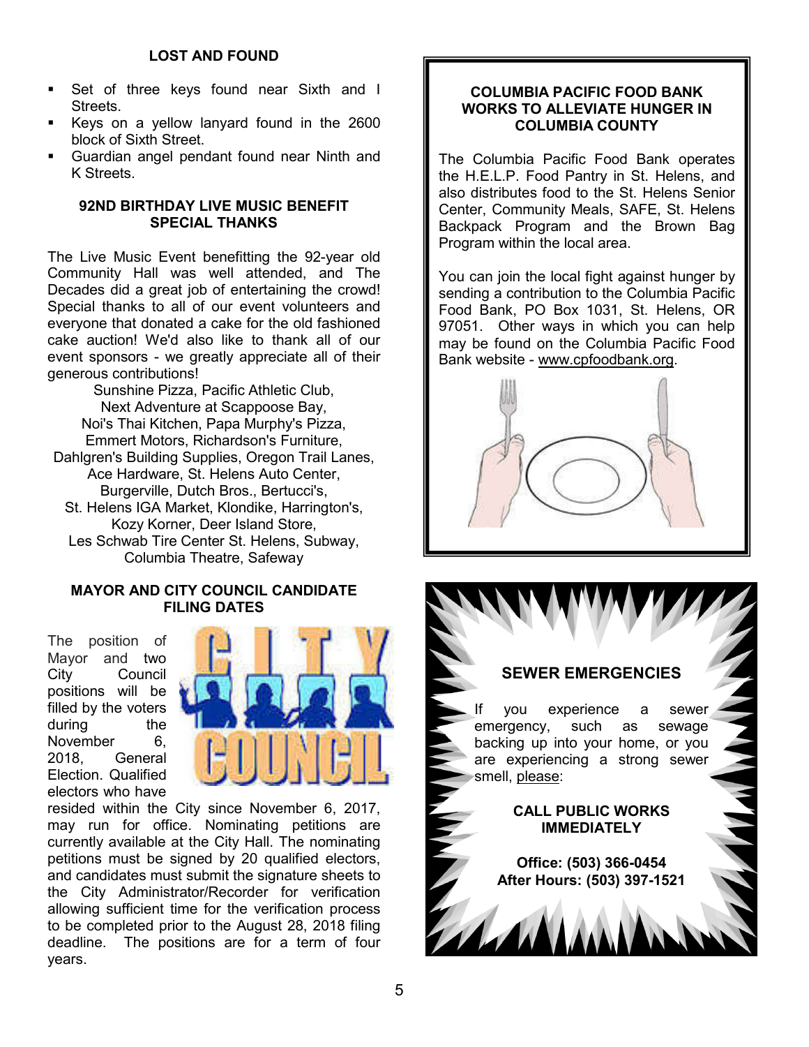## LOST AND FOUND

- Set of three keys found near Sixth and I Streets.
- Keys on a yellow lanyard found in the 2600 block of Sixth Street.
- Guardian angel pendant found near Ninth and K Streets.

## 92ND BIRTHDAY LIVE MUSIC BENEFIT SPECIAL THANKS

The Live Music Event benefitting the 92-year old Community Hall was well attended, and The Decades did a great job of entertaining the crowd! Special thanks to all of our event volunteers and everyone that donated a cake for the old fashioned cake auction! We'd also like to thank all of our event sponsors - we greatly appreciate all of their generous contributions!

Sunshine Pizza, Pacific Athletic Club,
Next Adventure at Scappoose Bay,
Noi's Thai Kitchen, Papa Murphy's Pizza,
Emmert Motors, Richardson's Furniture,
Dahlgren's Building Supplies, Oregon Trail Lanes,
Ace Hardware, St. Helens Auto Center,
Burgerville, Dutch Bros., Bertucci's,
St. Helens IGA Market, Klondike, Harrington's,
Kozy Korner, Deer Island Store,
Les Schwab Tire Center St. Helens, Subway,
Columbia Theatre, Safeway

## MAYOR AND CITY COUNCIL CANDIDATE FILING DATES

The position of Mayor and two City Council positions will be filled by the voters during the November 6, 2018, General Election. Qualified electors who have resided within the City since November 6, 2017, may run for office. Nominating petitions are currently available at the City Hall. The nominating petitions must be signed by 20 qualified electors, and candidates must submit the signature sheets to the City Administrator/Recorder for verification allowing sufficient time for the verification process to be completed prior to the August 28, 2018 filing deadline. The positions are for a term of four years.

## COLUMBIA PACIFIC FOOD BANK WORKS TO ALLEVIATE HUNGER IN COLUMBIA COUNTY

The Columbia Pacific Food Bank operates the H.E.L.P. Food Pantry in St. Helens, and also distributes food to the St. Helens Senior Center, Community Meals, SAFE, St. Helens Backpack Program and the Brown Bag Program within the local area.

You can join the local fight against hunger by sending a contribution to the Columbia Pacific Food Bank, PO Box 1031, St. Helens, OR 97051. Other ways in which you can help may be found on the Columbia Pacific Food Bank website - www.cpfoodbank.org.

## SEWER EMERGENCIES

If you experience a sewer emergency, such as sewage backing up into your home, or you are experiencing a strong sewer smell, please:

**CALL PUBLIC WORKS IMMEDIATELY**

**Office: (503) 366-0454**
**After Hours: (503) 397-1521**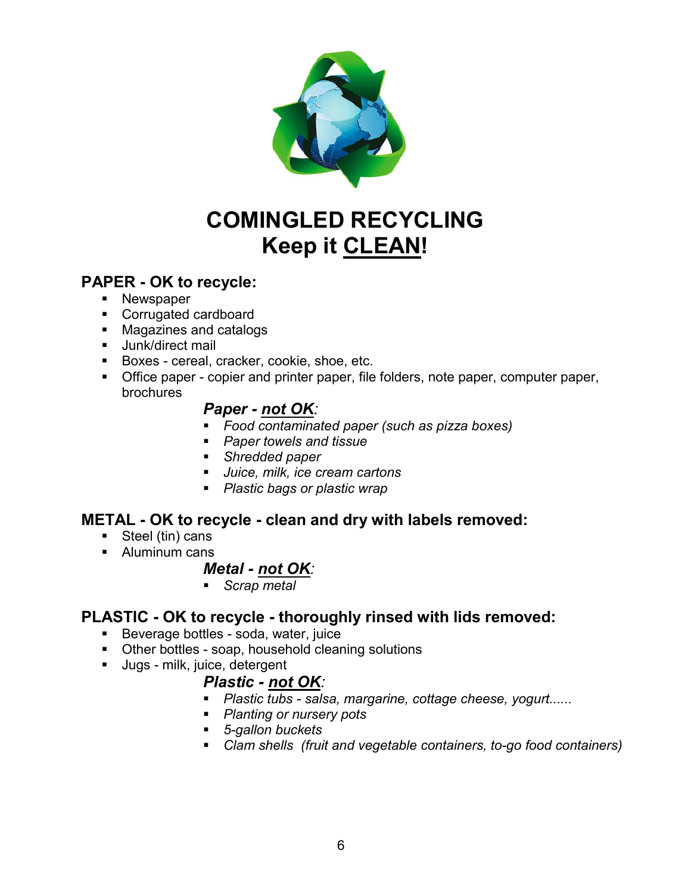# COMINGLED RECYCLING
# Keep it CLEAN!

## PAPER - OK to recycle:

- Newspaper
- Corrugated cardboard
- Magazines and catalogs
- Junk/direct mail
- Boxes - cereal, cracker, cookie, shoe, etc.
- Office paper - copier and printer paper, file folders, note paper, computer paper, brochures

### *Paper - not OK:*

- *Food contaminated paper (such as pizza boxes)*
- *Paper towels and tissue*
- *Shredded paper*
- *Juice, milk, ice cream cartons*
- *Plastic bags or plastic wrap*

## METAL - OK to recycle - clean and dry with labels removed:

- Steel (tin) cans
- Aluminum cans

### *Metal - not OK:*

- *Scrap metal*

## PLASTIC - OK to recycle - thoroughly rinsed with lids removed:

- Beverage bottles - soda, water, juice
- Other bottles - soap, household cleaning solutions
- Jugs - milk, juice, detergent

### *Plastic - not OK:*

- *Plastic tubs - salsa, margarine, cottage cheese, yogurt......*
- *Planting or nursery pots*
- *5-gallon buckets*
- *Clam shells (fruit and vegetable containers, to-go food containers)*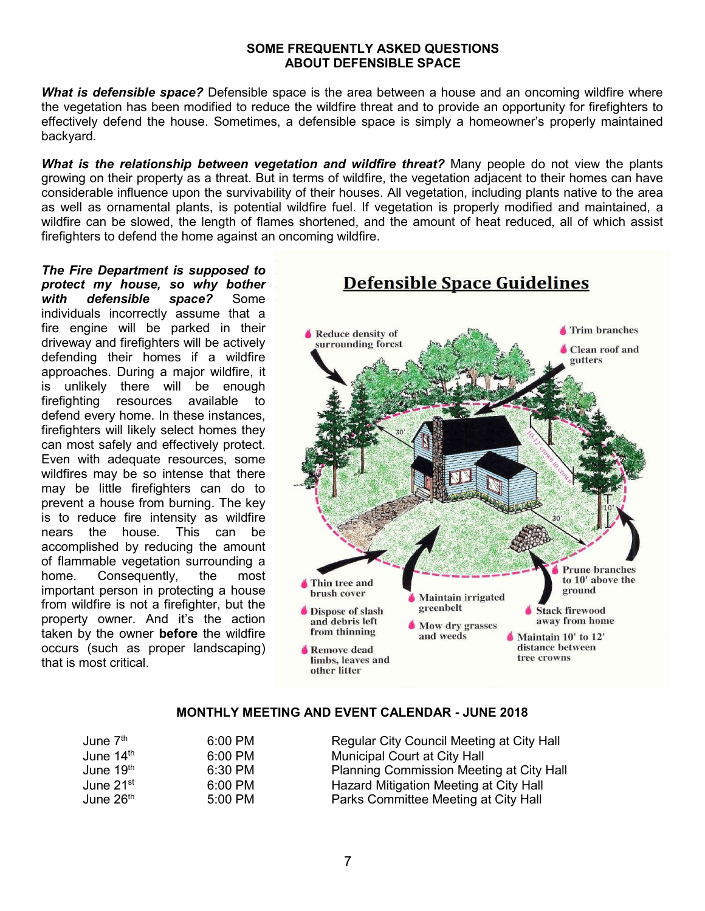## SOME FREQUENTLY ASKED QUESTIONS ABOUT DEFENSIBLE SPACE

***What is defensible space?*** Defensible space is the area between a house and an oncoming wildfire where the vegetation has been modified to reduce the wildfire threat and to provide an opportunity for firefighters to effectively defend the house. Sometimes, a defensible space is simply a homeowner's properly maintained backyard.

***What is the relationship between vegetation and wildfire threat?*** Many people do not view the plants growing on their property as a threat. But in terms of wildfire, the vegetation adjacent to their homes can have considerable influence upon the survivability of their houses. All vegetation, including plants native to the area as well as ornamental plants, is potential wildfire fuel. If vegetation is properly modified and maintained, a wildfire can be slowed, the length of flames shortened, and the amount of heat reduced, all of which assist firefighters to defend the home against an oncoming wildfire.

***The Fire Department is supposed to protect my house, so why bother with defensible space?*** Some individuals incorrectly assume that a fire engine will be parked in their driveway and firefighters will be actively defending their homes if a wildfire approaches. During a major wildfire, it is unlikely there will be enough firefighting resources available to defend every home. In these instances, firefighters will likely select homes they can most safely and effectively protect. Even with adequate resources, some wildfires may be so intense that there may be little firefighters can do to prevent a house from burning. The key is to reduce fire intensity as wildfire nears the house. This can be accomplished by reducing the amount of flammable vegetation surrounding a home. Consequently, the most important person in protecting a house from wildfire is not a firefighter, but the property owner. And it's the action taken by the owner **before** the wildfire occurs (such as proper landscaping) that is most critical.

**Defensible Space Guidelines**

- Reduce density of surrounding forest
- Trim branches
- Clean roof and gutters
- Thin tree and brush cover
- Dispose of slash and debris left from thinning
- Remove dead limbs, leaves and other litter
- Maintain irrigated greenbelt
- Mow dry grasses and weeds
- Prune branches to 10' above the ground
- Stack firewood away from home
- Maintain 10' to 12' distance between tree crowns

### MONTHLY MEETING AND EVENT CALENDAR - JUNE 2018

| | | |
|---|---|---|
| June 7th | 6:00 PM | Regular City Council Meeting at City Hall |
| June 14th | 6:00 PM | Municipal Court at City Hall |
| June 19th | 6:30 PM | Planning Commission Meeting at City Hall |
| June 21st | 6:00 PM | Hazard Mitigation Meeting at City Hall |
| June 26th | 5:00 PM | Parks Committee Meeting at City Hall |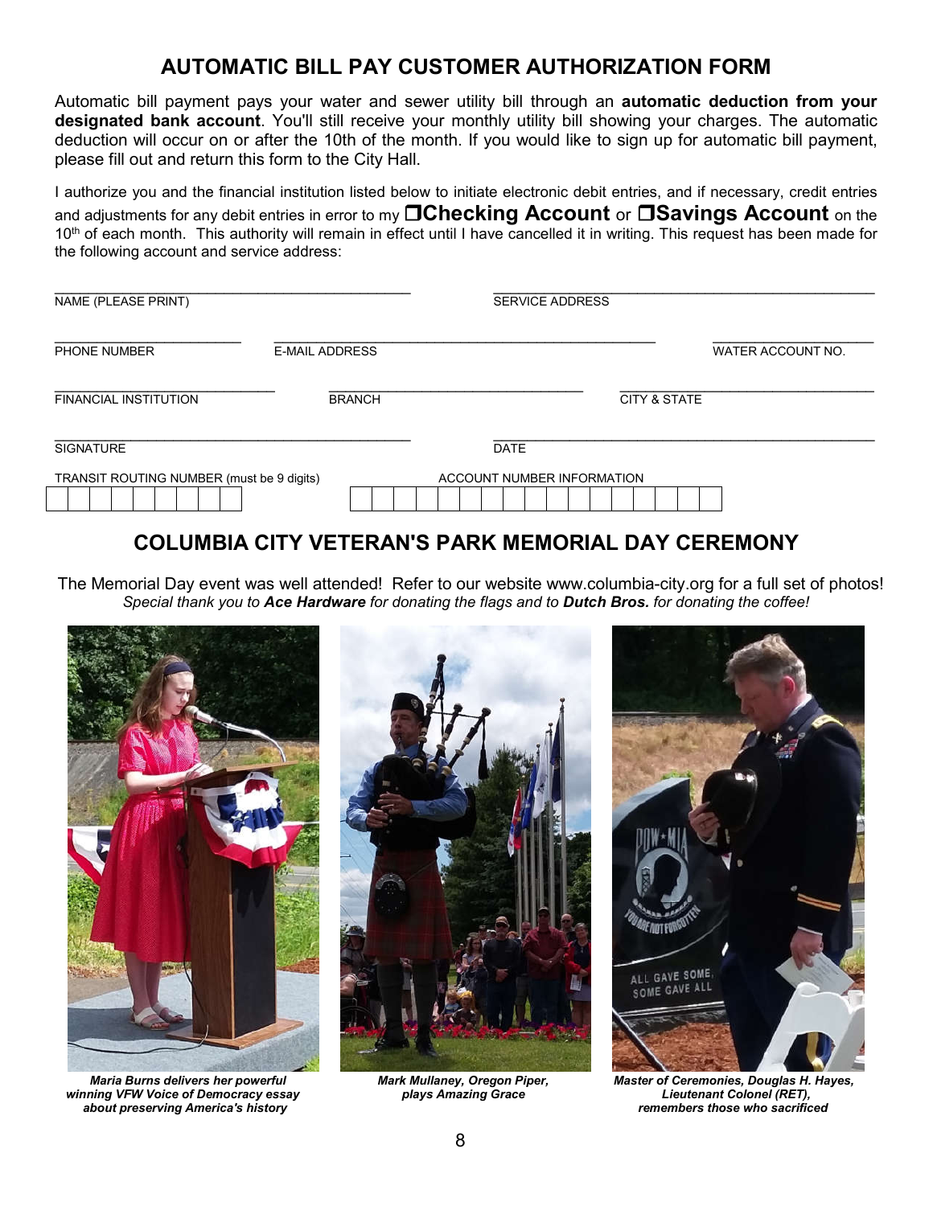## AUTOMATIC BILL PAY CUSTOMER AUTHORIZATION FORM

Automatic bill payment pays your water and sewer utility bill through an **automatic deduction from your designated bank account**. You'll still receive your monthly utility bill showing your charges. The automatic deduction will occur on or after the 10th of the month. If you would like to sign up for automatic bill payment, please fill out and return this form to the City Hall.

I authorize you and the financial institution listed below to initiate electronic debit entries, and if necessary, credit entries and adjustments for any debit entries in error to my ❒**Checking Account** or ❒**Savings Account** on the 10th of each month. This authority will remain in effect until I have cancelled it in writing. This request has been made for the following account and service address:

NAME (PLEASE PRINT) ____________________ SERVICE ADDRESS ____________________

PHONE NUMBER ____________ E-MAIL ADDRESS ____________________ WATER ACCOUNT NO. ____________

FINANCIAL INSTITUTION ____________ BRANCH ____________ CITY & STATE ____________

SIGNATURE ____________________ DATE ____________________

TRANSIT ROUTING NUMBER (must be 9 digits) ACCOUNT NUMBER INFORMATION

## COLUMBIA CITY VETERAN'S PARK MEMORIAL DAY CEREMONY

The Memorial Day event was well attended! Refer to our website www.columbia-city.org for a full set of photos!
*Special thank you to **Ace Hardware** for donating the flags and to **Dutch Bros.** for donating the coffee!*

***Maria Burns delivers her powerful winning VFW Voice of Democracy essay about preserving America's history***

***Mark Mullaney, Oregon Piper, plays Amazing Grace***

***Master of Ceremonies, Douglas H. Hayes, Lieutenant Colonel (RET), remembers those who sacrificed***